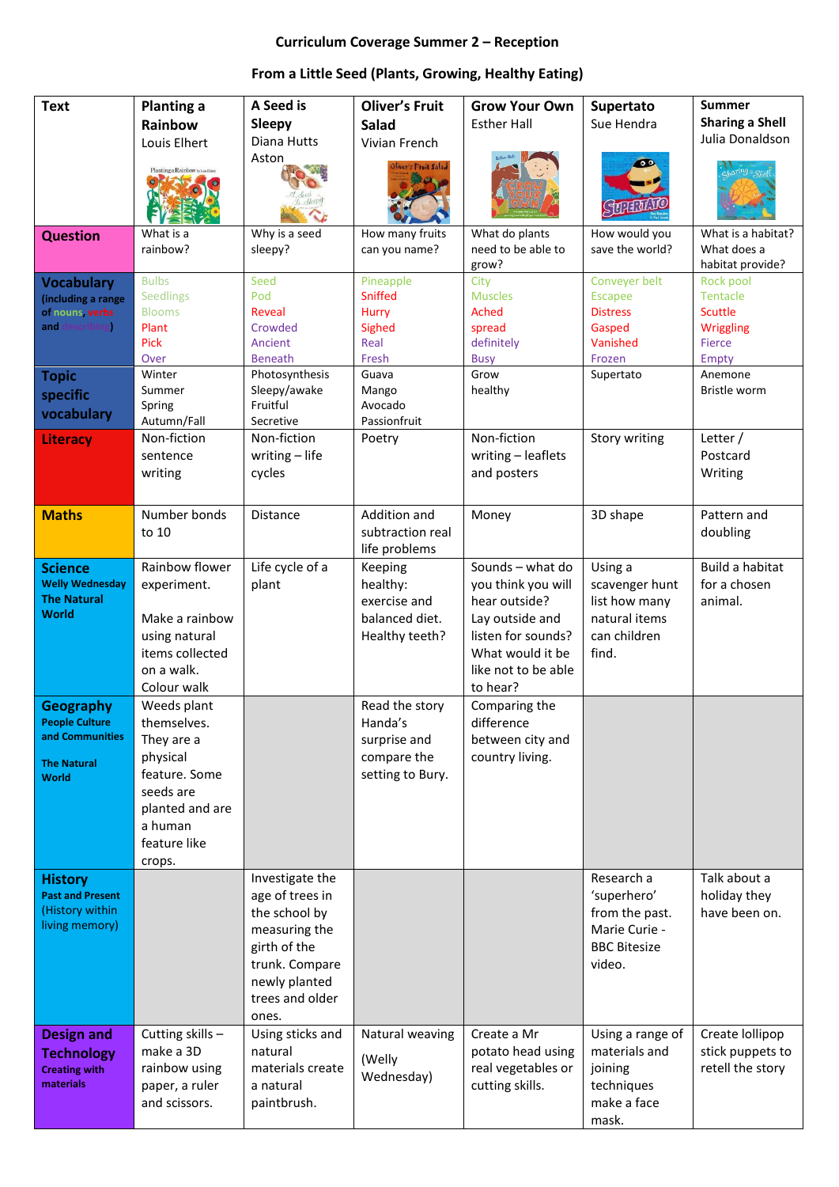**Curriculum Coverage Summer 2 – Reception**

**From a Little Seed (Plants, Growing, Healthy Eating)**

| **Text** | **Planting a Rainbow** Louis Elhert | **A Seed is Sleepy** Diana Hutts Aston | **Oliver's Fruit Salad** Vivian French | **Grow Your Own** Esther Hall | **Supertato** Sue Hendra | **Summer Sharing a Shell** Julia Donaldson |
|---|---|---|---|---|---|---|
| **Question** | What is a rainbow? | Why is a seed sleepy? | How many fruits can you name? | What do plants need to be able to grow? | How would you save the world? | What is a habitat? What does a habitat provide? |
| **Vocabulary** (including a range of nouns, verbs and describing) | Bulbs<br>Seedlings<br>Blooms<br>Plant<br>Pick<br>Over | Seed<br>Pod<br>Reveal<br>Crowded<br>Ancient<br>Beneath | Pineapple<br>Sniffed<br>Hurry<br>Sighed<br>Real<br>Fresh | City<br>Muscles<br>Ached<br>spread<br>definitely<br>Busy | Conveyer belt<br>Escapee<br>Distress<br>Gasped<br>Vanished<br>Frozen | Rock pool<br>Tentacle<br>Scuttle<br>Wriggling<br>Fierce<br>Empty |
| **Topic specific vocabulary** | Winter<br>Summer<br>Spring<br>Autumn/Fall | Photosynthesis<br>Sleepy/awake<br>Fruitful<br>Secretive | Guava<br>Mango<br>Avocado<br>Passionfruit | Grow<br>healthy | Supertato | Anemone<br>Bristle worm |
| **Literacy** | Non-fiction sentence writing | Non-fiction writing – life cycles | Poetry | Non-fiction writing – leaflets and posters | Story writing | Letter / Postcard Writing |
| **Maths** | Number bonds to 10 | Distance | Addition and subtraction real life problems | Money | 3D shape | Pattern and doubling |
| **Science** Welly Wednesday The Natural World | Rainbow flower experiment.<br><br>Make a rainbow using natural items collected on a walk.<br>Colour walk | Life cycle of a plant | Keeping healthy: exercise and balanced diet. Healthy teeth? | Sounds – what do you think you will hear outside? Lay outside and listen for sounds? What would it be like not to be able to hear? | Using a scavenger hunt list how many natural items can children find. | Build a habitat for a chosen animal. |
| **Geography** People Culture and Communities<br><br>The Natural World | Weeds plant themselves. They are a physical feature. Some seeds are planted and are a human feature like crops. | | Read the story Handa's surprise and compare the setting to Bury. | Comparing the difference between city and country living. | | |
| **History** Past and Present (History within living memory) | | Investigate the age of trees in the school by measuring the girth of the trunk. Compare newly planted trees and older ones. | | | Research a 'superhero' from the past. Marie Curie - BBC Bitesize video. | Talk about a holiday they have been on. |
| **Design and Technology** Creating with materials | Cutting skills – make a 3D rainbow using paper, a ruler and scissors. | Using sticks and natural materials create a natural paintbrush. | Natural weaving<br><br>(Welly Wednesday) | Create a Mr potato head using real vegetables or cutting skills. | Using a range of materials and joining techniques make a face mask. | Create lollipop stick puppets to retell the story |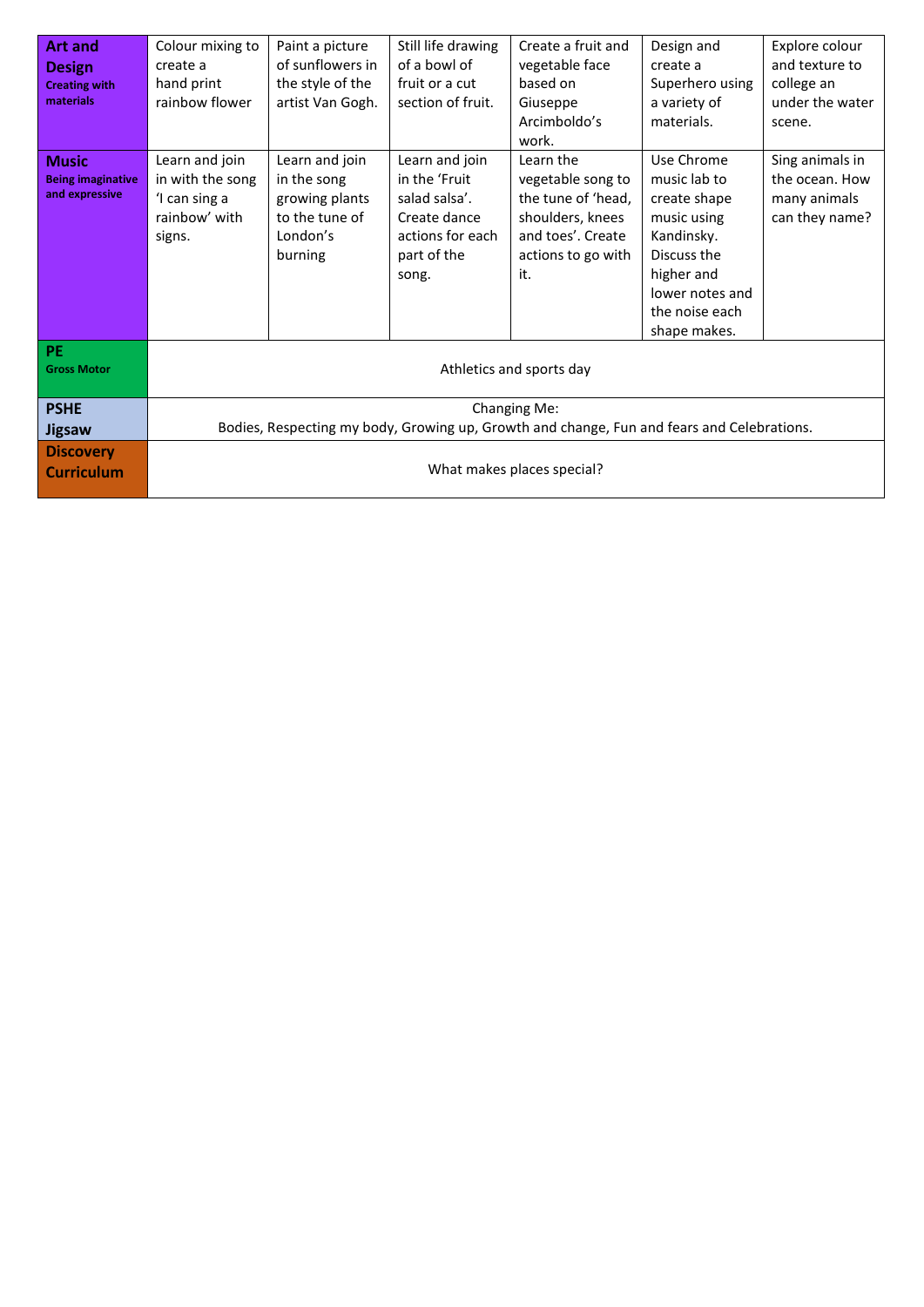| | | | | | | |
|---|---|---|---|---|---|---|
| **Art and Design** **Creating with materials** | Colour mixing to create a hand print rainbow flower | Paint a picture of sunflowers in the style of the artist Van Gogh. | Still life drawing of a bowl of fruit or a cut section of fruit. | Create a fruit and vegetable face based on Giuseppe Arcimboldo's work. | Design and create a Superhero using a variety of materials. | Explore colour and texture to college an under the water scene. |
| **Music** **Being imaginative and expressive** | Learn and join in with the song 'I can sing a rainbow' with signs. | Learn and join in the song growing plants to the tune of London's burning | Learn and join in the 'Fruit salad salsa'. Create dance actions for each part of the song. | Learn the vegetable song to the tune of 'head, shoulders, knees and toes'. Create actions to go with it. | Use Chrome music lab to create shape music using Kandinsky. Discuss the higher and lower notes and the noise each shape makes. | Sing animals in the ocean. How many animals can they name? |
| **PE** **Gross Motor** | Athletics and sports day | | | | | |
| **PSHE Jigsaw** | Changing Me: Bodies, Respecting my body, Growing up, Growth and change, Fun and fears and Celebrations. | | | | | |
| **Discovery Curriculum** | What makes places special? | | | | | |